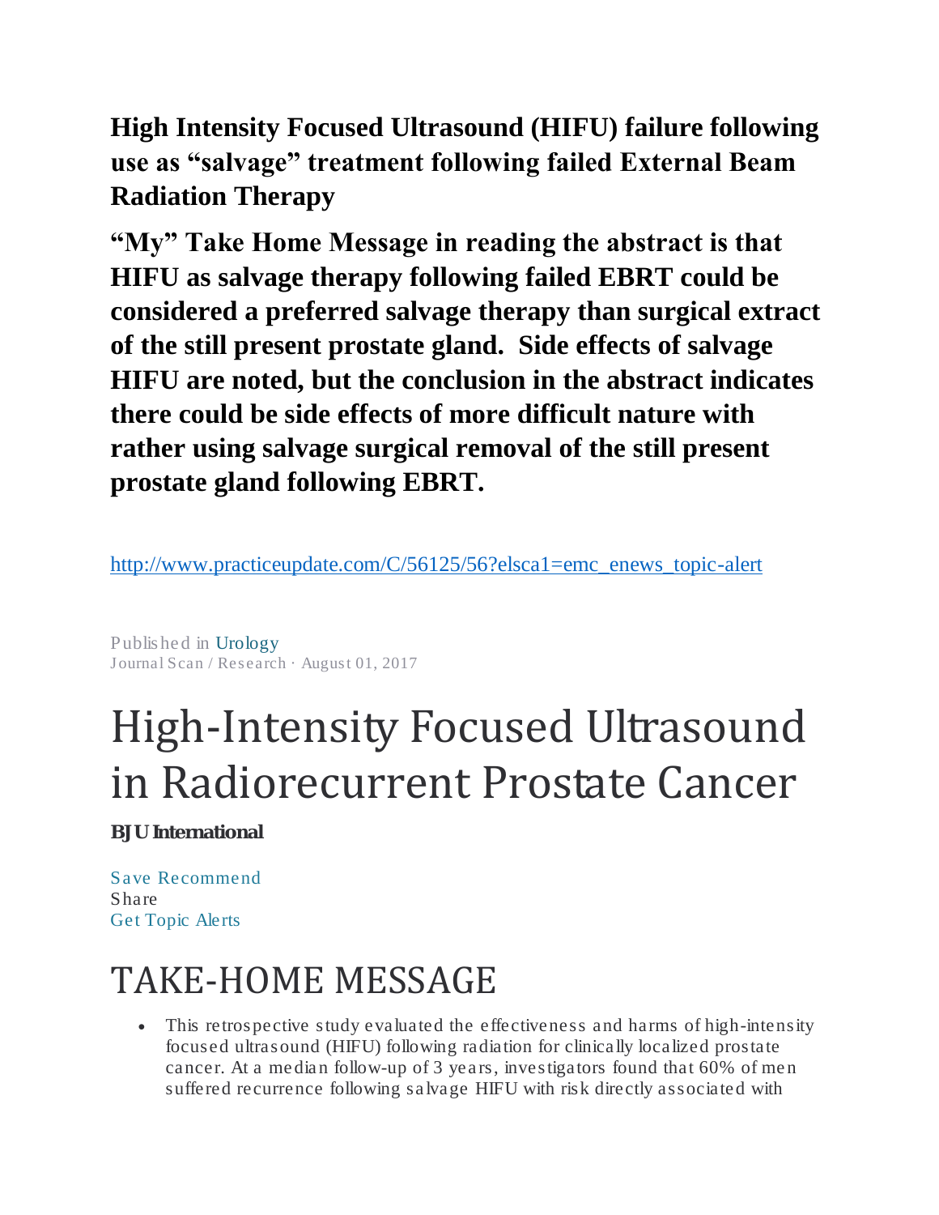**High Intensity Focused Ultrasound (HIFU) failure following use as "salvage" treatment following failed External Beam Radiation Therapy**

**"My" Take Home Message in reading the abstract is that HIFU as salvage therapy following failed EBRT could be considered a preferred salvage therapy than surgical extract of the still present prostate gland. Side effects of salvage HIFU are noted, but the conclusion in the abstract indicates there could be side effects of more difficult nature with rather using salvage surgical removal of the still present prostate gland following EBRT.**

http://www.practiceupdate.com/C/56125/56?elsca1=emc_enews_topic-alert

Published in Urology
Journal Scan / Research · August 01, 2017

# High-Intensity Focused Ultrasound in Radiorecurrent Prostate Cancer

**BJU International**

Save Recommend
Share
Get Topic Alerts

## TAKE-HOME MESSAGE

- This retrospective study evaluated the effectiveness and harms of high-intensity focused ultrasound (HIFU) following radiation for clinically localized prostate cancer. At a median follow-up of 3 years, investigators found that 60% of men suffered recurrence following salvage HIFU with risk directly associated with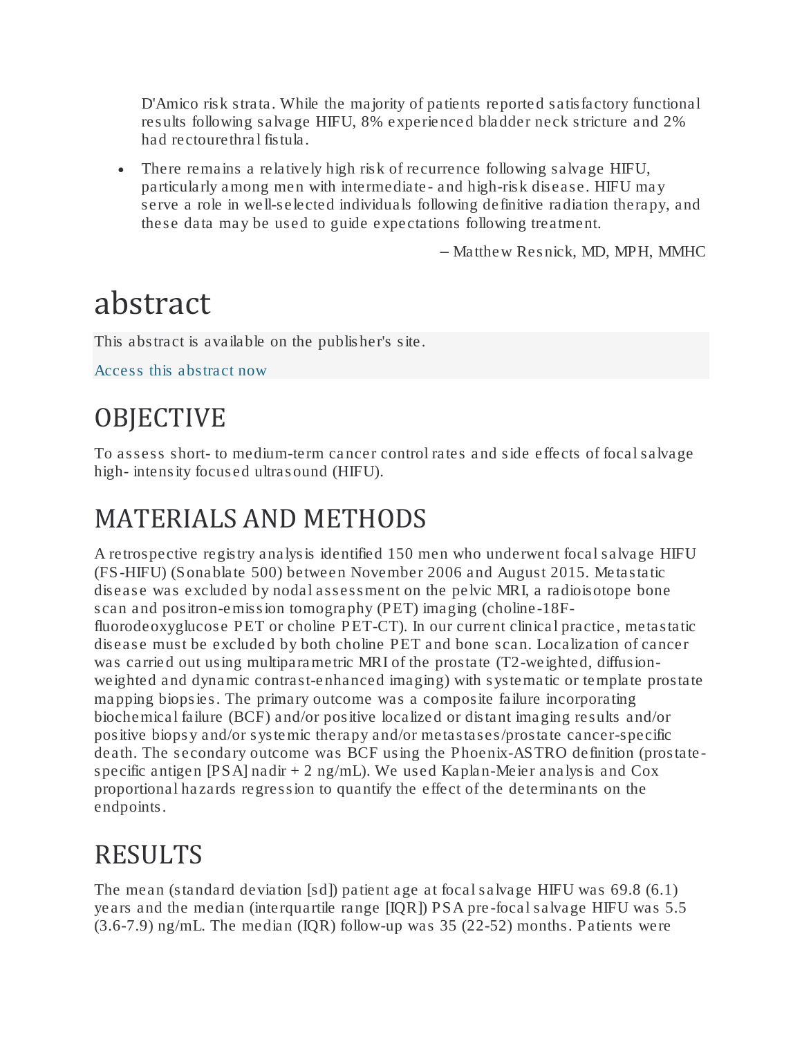D'Amico risk strata. While the majority of patients reported satisfactory functional results following salvage HIFU, 8% experienced bladder neck stricture and 2% had rectourethral fistula.

- There remains a relatively high risk of recurrence following salvage HIFU, particularly among men with intermediate- and high-risk disease. HIFU may serve a role in well-selected individuals following definitive radiation therapy, and these data may be used to guide expectations following treatment.

– Matthew Resnick, MD, MPH, MMHC

# abstract

This abstract is available on the publisher's site.

Access this abstract now

## OBJECTIVE

To assess short- to medium-term cancer control rates and side effects of focal salvage high- intensity focused ultrasound (HIFU).

## MATERIALS AND METHODS

A retrospective registry analysis identified 150 men who underwent focal salvage HIFU (FS-HIFU) (Sonablate 500) between November 2006 and August 2015. Metastatic disease was excluded by nodal assessment on the pelvic MRI, a radioisotope bone scan and positron-emission tomography (PET) imaging (choline-18F-fluorodeoxyglucose PET or choline PET-CT). In our current clinical practice, metastatic disease must be excluded by both choline PET and bone scan. Localization of cancer was carried out using multiparametric MRI of the prostate (T2-weighted, diffusion-weighted and dynamic contrast-enhanced imaging) with systematic or template prostate mapping biopsies. The primary outcome was a composite failure incorporating biochemical failure (BCF) and/or positive localized or distant imaging results and/or positive biopsy and/or systemic therapy and/or metastases/prostate cancer-specific death. The secondary outcome was BCF using the Phoenix-ASTRO definition (prostate-specific antigen [PSA] nadir + 2 ng/mL). We used Kaplan-Meier analysis and Cox proportional hazards regression to quantify the effect of the determinants on the endpoints.

## RESULTS

The mean (standard deviation [sd]) patient age at focal salvage HIFU was 69.8 (6.1) years and the median (interquartile range [IQR]) PSA pre-focal salvage HIFU was 5.5 (3.6-7.9) ng/mL. The median (IQR) follow-up was 35 (22-52) months. Patients were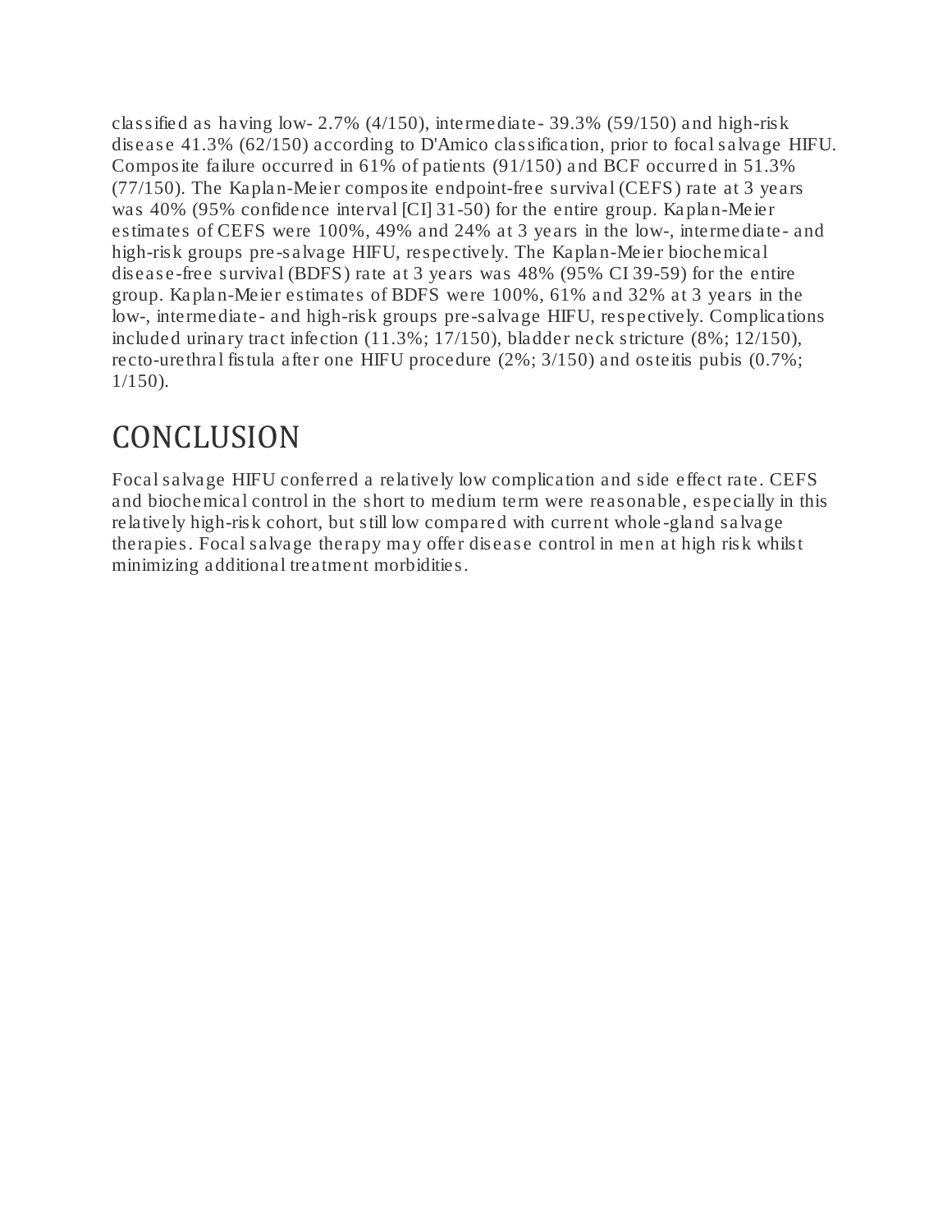classified as having low- 2.7% (4/150), intermediate- 39.3% (59/150) and high-risk disease 41.3% (62/150) according to D'Amico classification, prior to focal salvage HIFU. Composite failure occurred in 61% of patients (91/150) and BCF occurred in 51.3% (77/150). The Kaplan-Meier composite endpoint-free survival (CEFS) rate at 3 years was 40% (95% confidence interval [CI] 31-50) for the entire group. Kaplan-Meier estimates of CEFS were 100%, 49% and 24% at 3 years in the low-, intermediate- and high-risk groups pre-salvage HIFU, respectively. The Kaplan-Meier biochemical disease-free survival (BDFS) rate at 3 years was 48% (95% CI 39-59) for the entire group. Kaplan-Meier estimates of BDFS were 100%, 61% and 32% at 3 years in the low-, intermediate- and high-risk groups pre-salvage HIFU, respectively. Complications included urinary tract infection (11.3%; 17/150), bladder neck stricture (8%; 12/150), recto-urethral fistula after one HIFU procedure (2%; 3/150) and osteitis pubis (0.7%; 1/150).

# CONCLUSION

Focal salvage HIFU conferred a relatively low complication and side effect rate. CEFS and biochemical control in the short to medium term were reasonable, especially in this relatively high-risk cohort, but still low compared with current whole-gland salvage therapies. Focal salvage therapy may offer disease control in men at high risk whilst minimizing additional treatment morbidities.